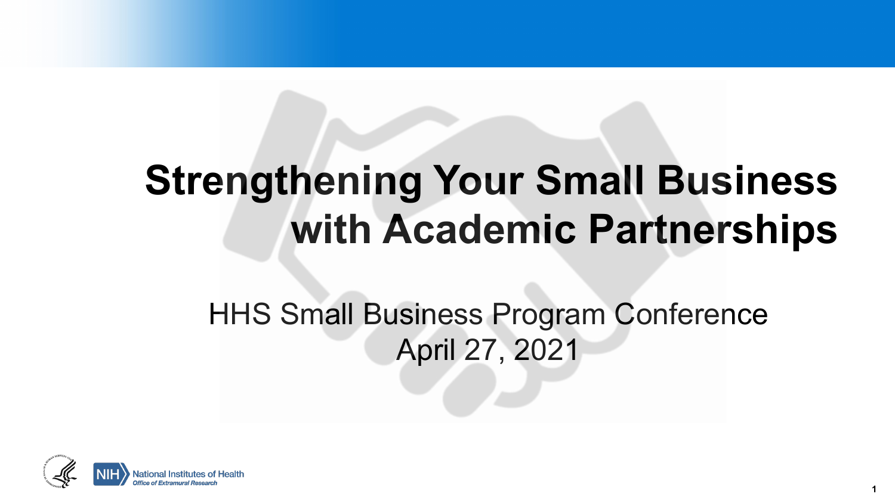# Strengthening Your Small Business with Academic Partnerships

HHS Small Business Program Conference
April 27, 2021

National Institutes of Health
*Office of Extramural Research*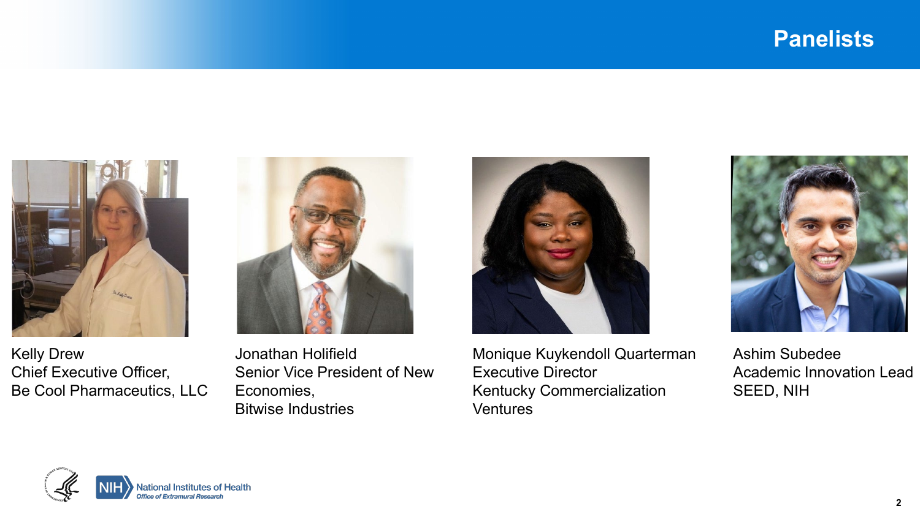# Panelists

Kelly Drew
Chief Executive Officer,
Be Cool Pharmaceutics, LLC

Jonathan Holifield
Senior Vice President of New Economies,
Bitwise Industries

Monique Kuykendoll Quarterman
Executive Director
Kentucky Commercialization Ventures

Ashim Subedee
Academic Innovation Lead
SEED, NIH

NIH National Institutes of Health
*Office of Extramural Research*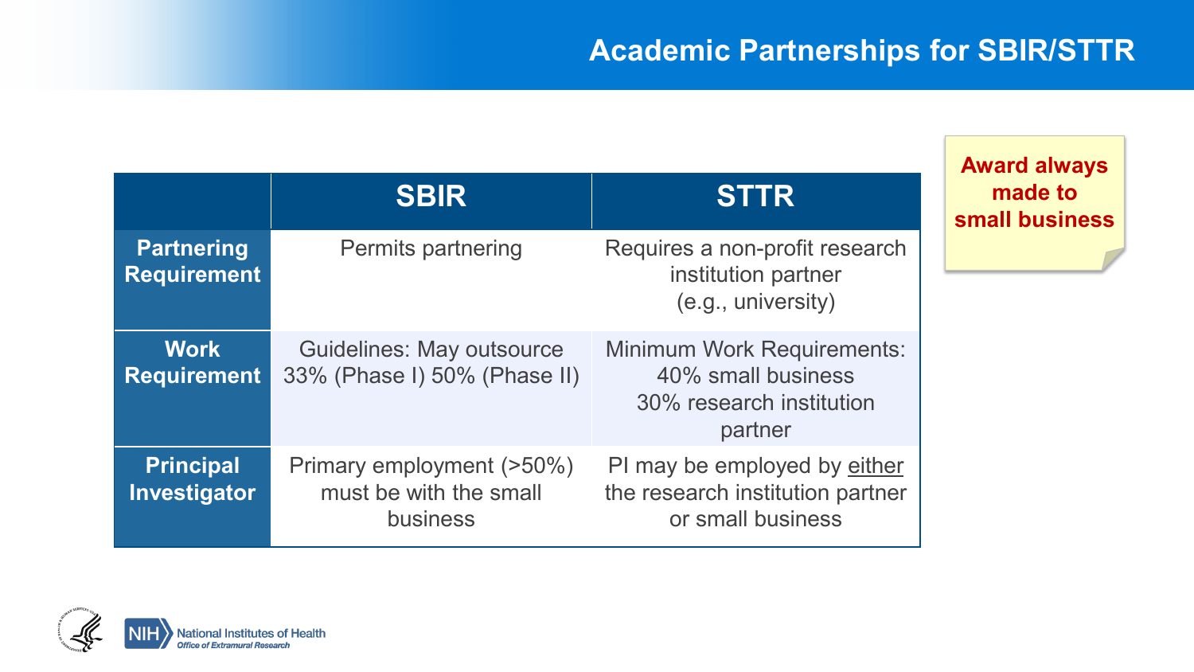# Academic Partnerships for SBIR/STTR

| | SBIR | STTR |
|---|---|---|
| **Partnering Requirement** | Permits partnering | Requires a non-profit research institution partner (e.g., university) |
| **Work Requirement** | Guidelines: May outsource 33% (Phase I) 50% (Phase II) | Minimum Work Requirements: 40% small business 30% research institution partner |
| **Principal Investigator** | Primary employment (>50%) must be with the small business | PI may be employed by either the research institution partner or small business |

**Award always made to small business**

National Institutes of Health
*Office of Extramural Research*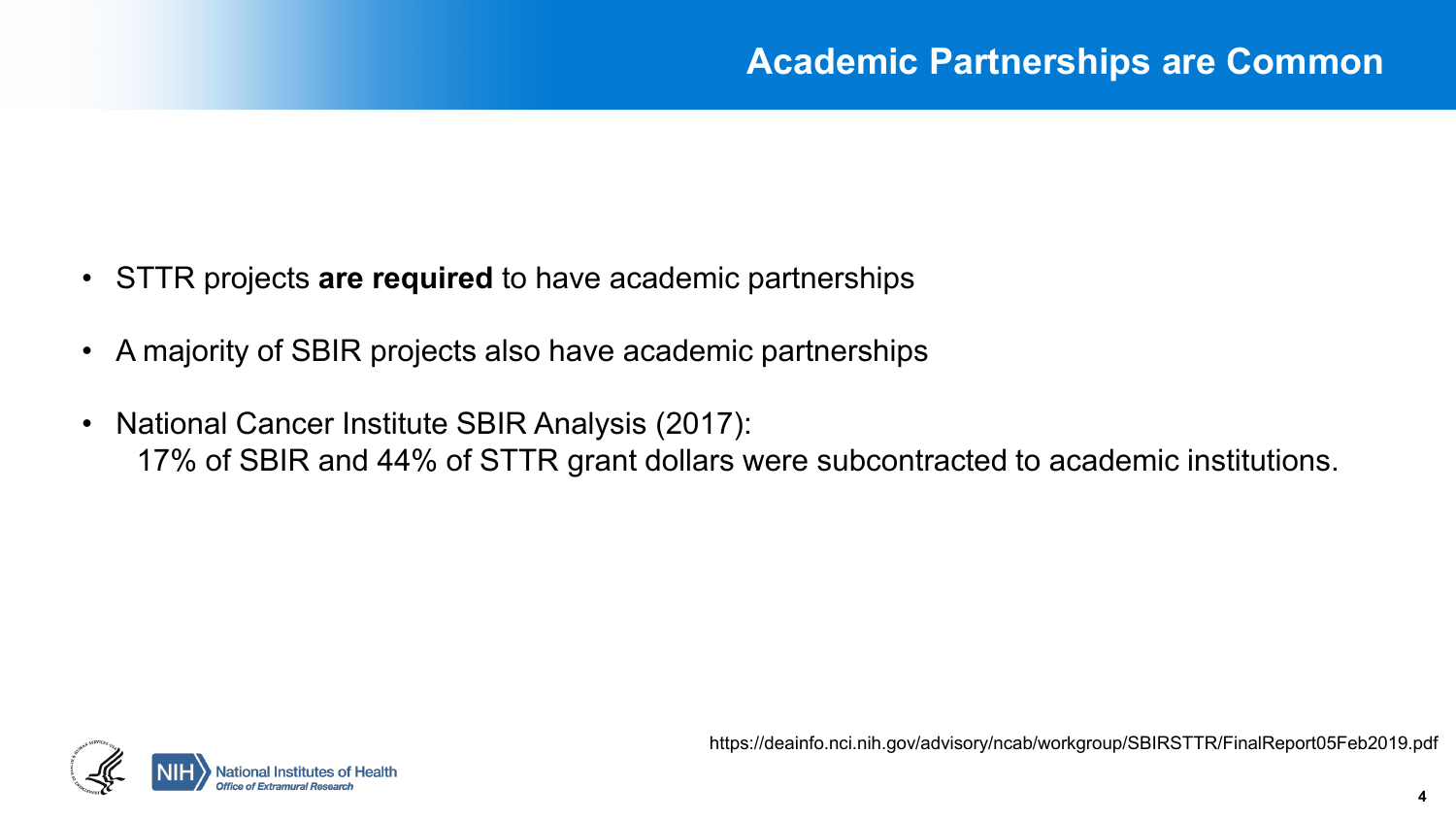# Academic Partnerships are Common

- STTR projects **are required** to have academic partnerships
- A majority of SBIR projects also have academic partnerships
- National Cancer Institute SBIR Analysis (2017):
  17% of SBIR and 44% of STTR grant dollars were subcontracted to academic institutions.

https://deainfo.nci.nih.gov/advisory/ncab/workgroup/SBIRSTTR/FinalReport05Feb2019.pdf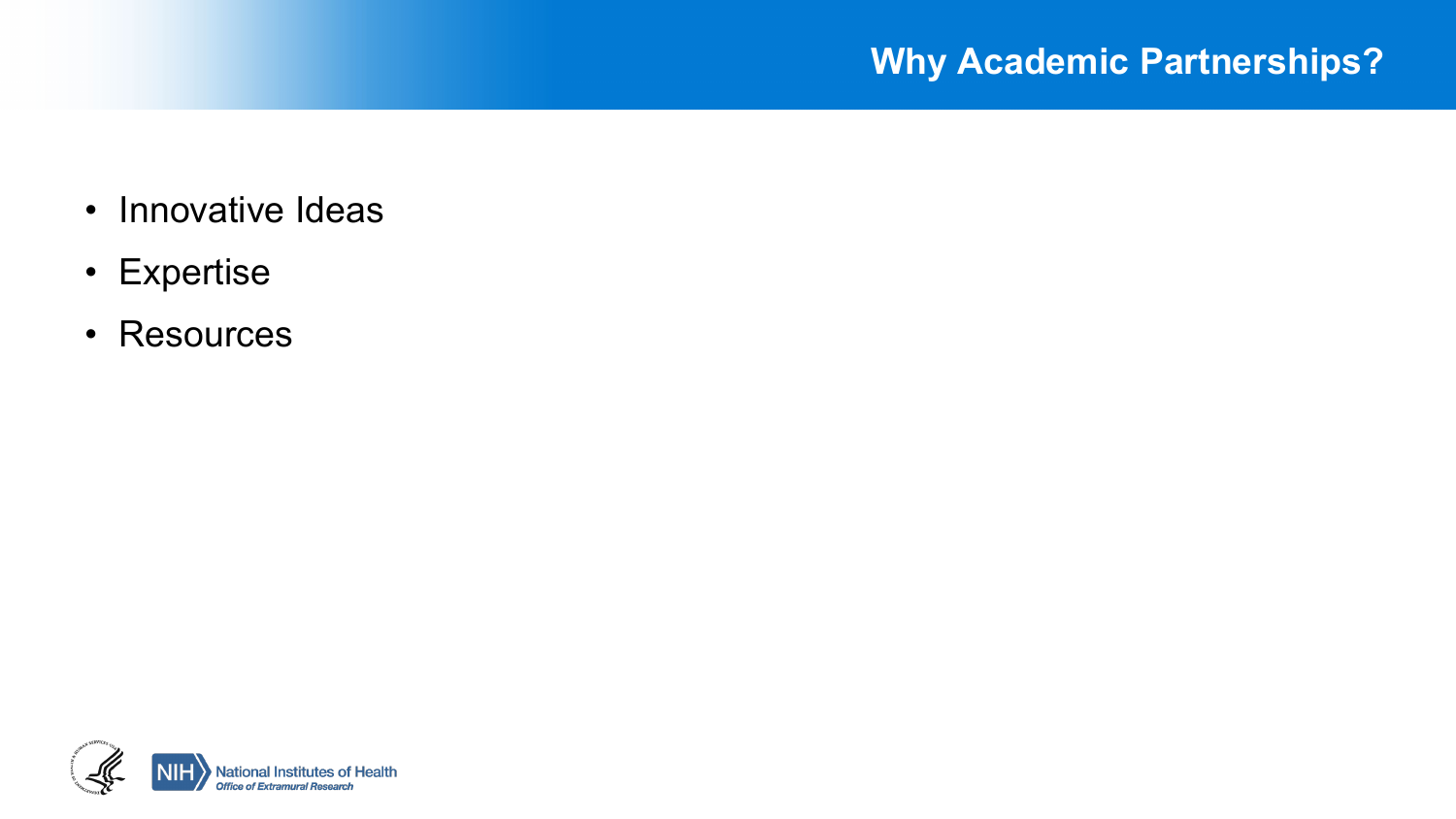# Why Academic Partnerships?

- Innovative Ideas
- Expertise
- Resources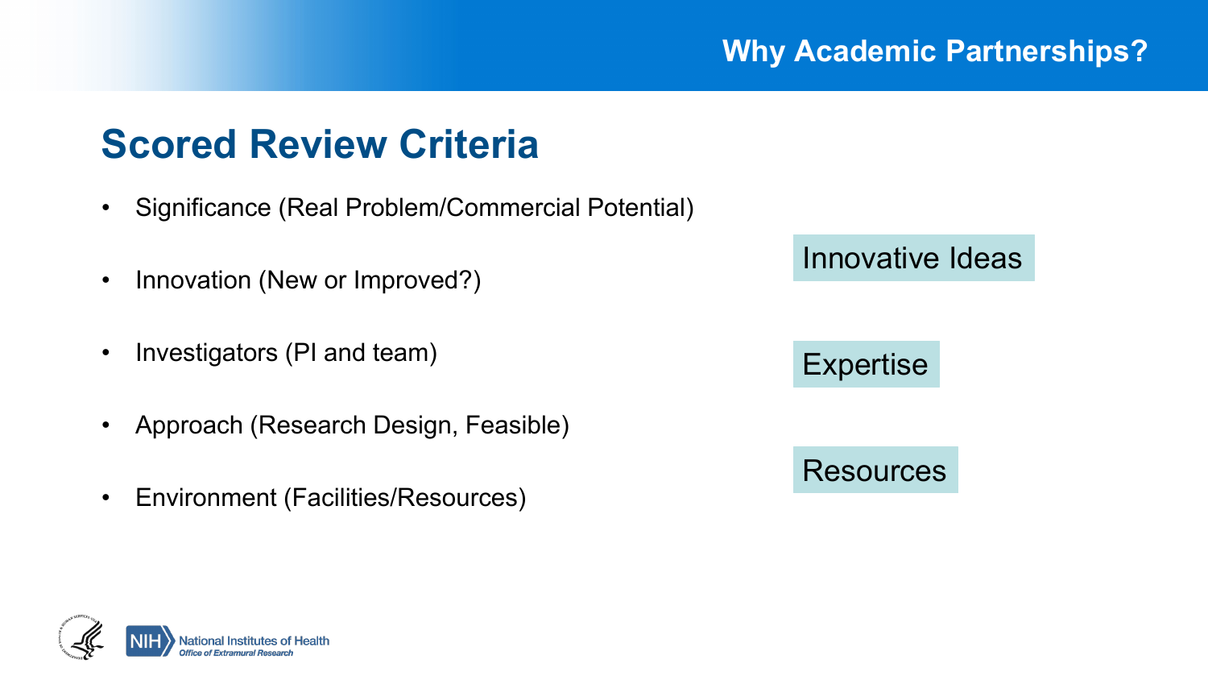Why Academic Partnerships?

## Scored Review Criteria

- Significance (Real Problem/Commercial Potential)
- Innovation (New or Improved?)
- Investigators (PI and team)
- Approach (Research Design, Feasible)
- Environment (Facilities/Resources)

Innovative Ideas

Expertise

Resources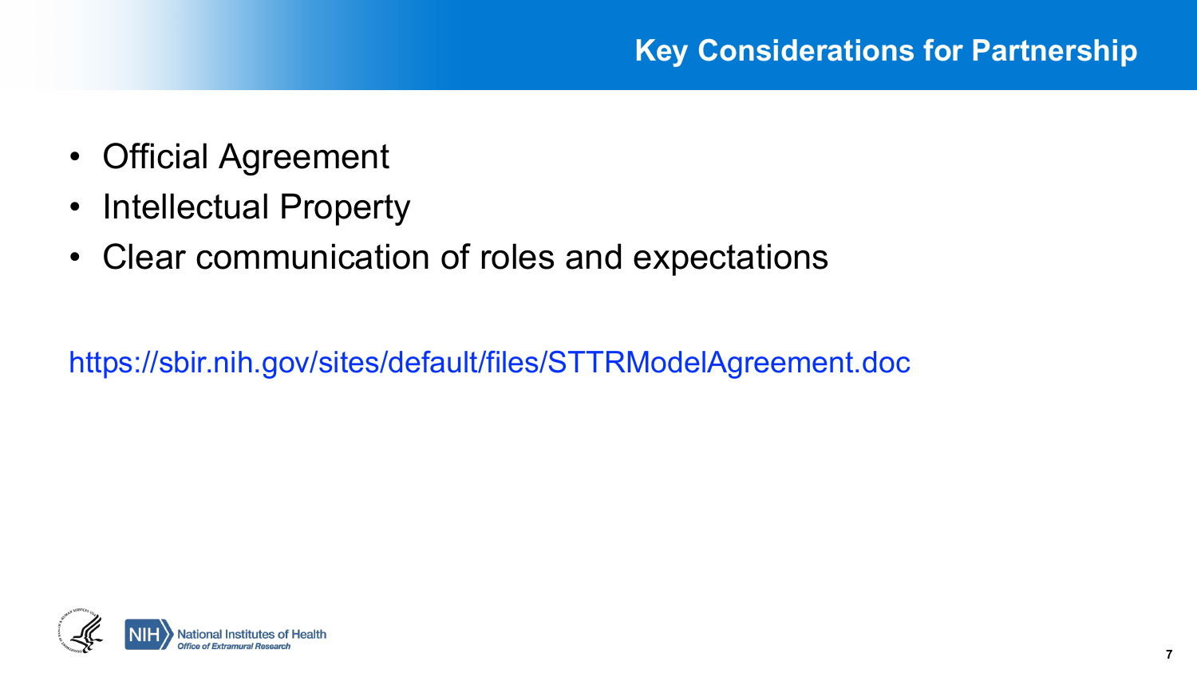# Key Considerations for Partnership

- Official Agreement
- Intellectual Property
- Clear communication of roles and expectations

https://sbir.nih.gov/sites/default/files/STTRModelAgreement.doc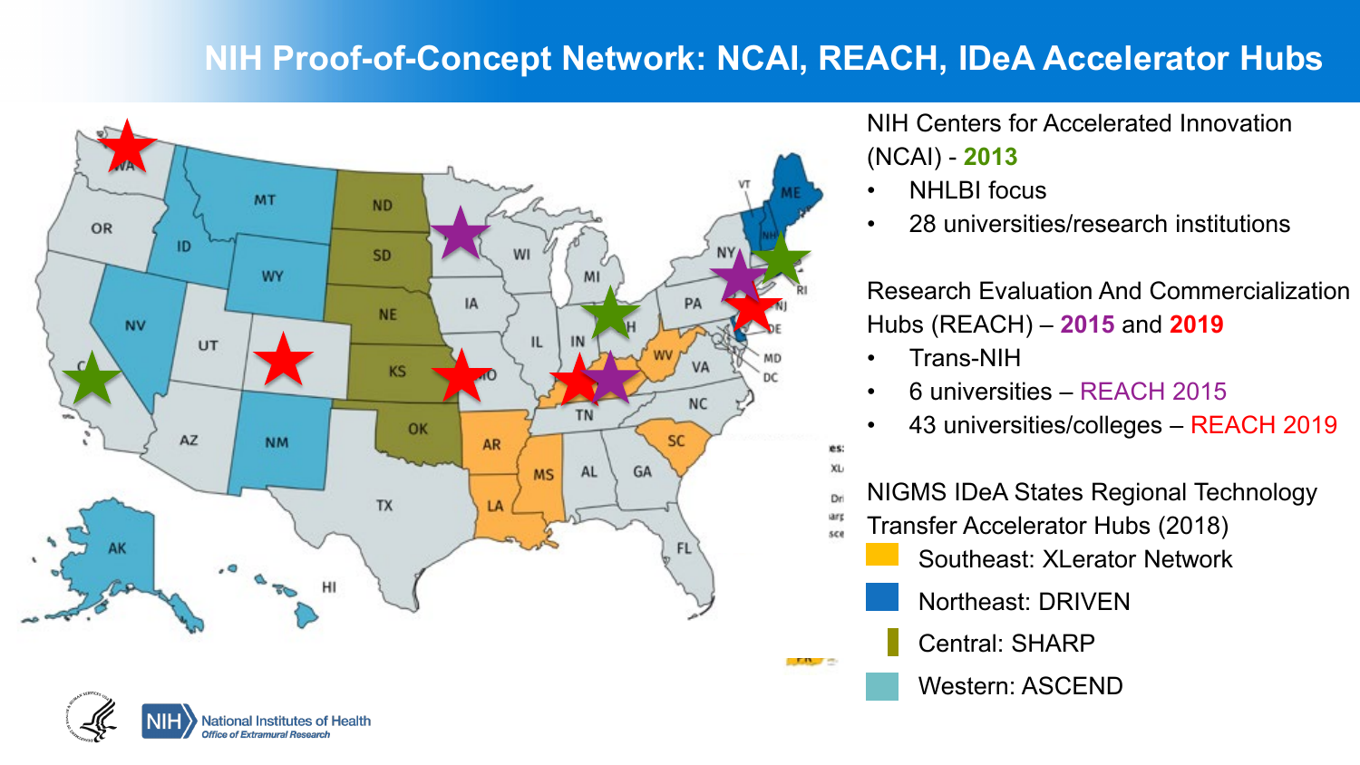# NIH Proof-of-Concept Network: NCAI, REACH, IDeA Accelerator Hubs

NIH Centers for Accelerated Innovation (NCAI) - **2013**

- NHLBI focus
- 28 universities/research institutions

Research Evaluation And Commercialization Hubs (REACH) – **2015** and **2019**

- Trans-NIH
- 6 universities – REACH 2015
- 43 universities/colleges – REACH 2019

NIGMS IDeA States Regional Technology Transfer Accelerator Hubs (2018)

- Southeast: XLerator Network
- Northeast: DRIVEN
- Central: SHARP
- Western: ASCEND

National Institutes of Health
*Office of Extramural Research*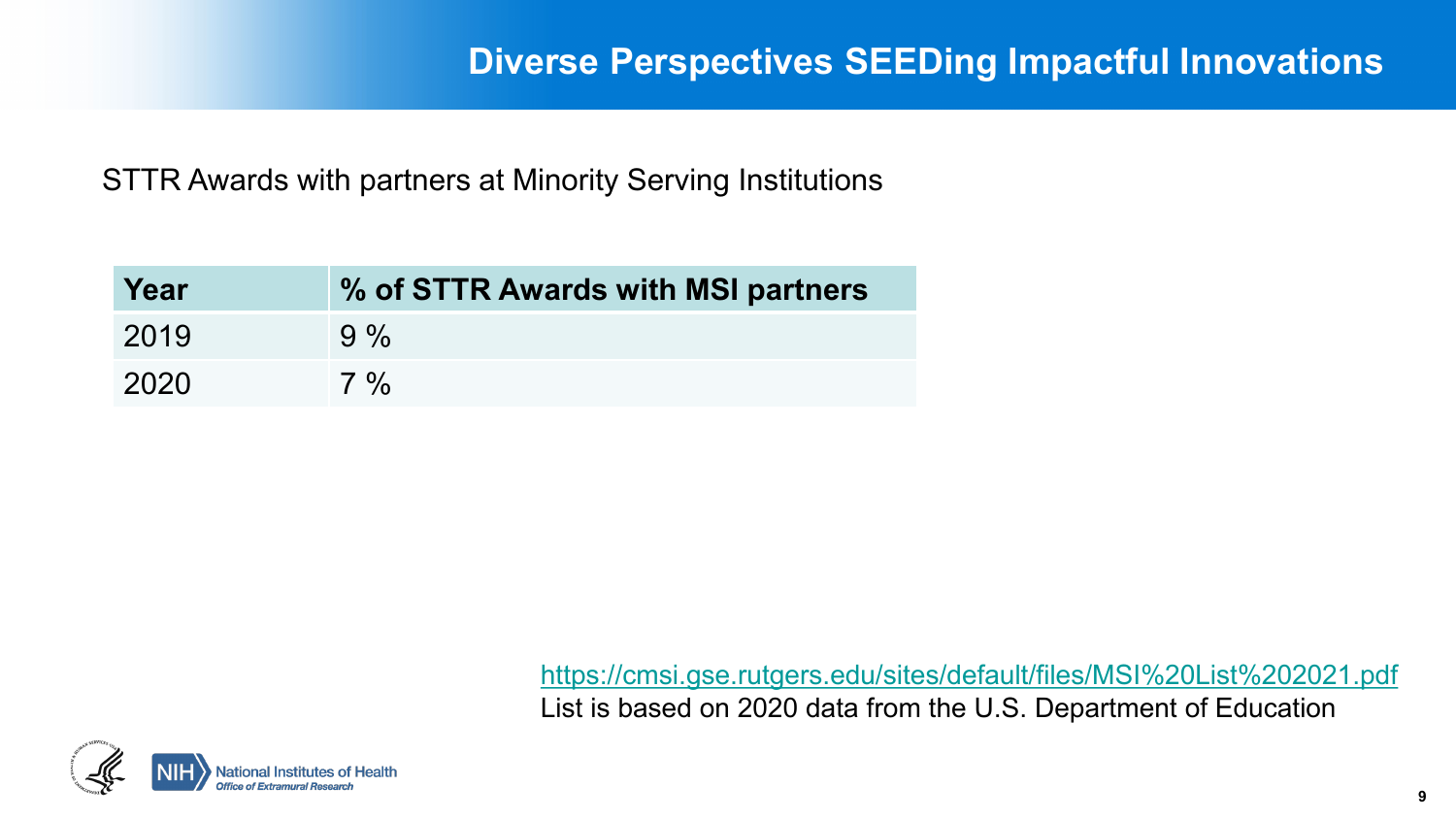# Diverse Perspectives SEEDing Impactful Innovations

STTR Awards with partners at Minority Serving Institutions

| Year | % of STTR Awards with MSI partners |
|---|---|
| 2019 | 9 % |
| 2020 | 7 % |

https://cmsi.gse.rutgers.edu/sites/default/files/MSI%20List%202021.pdf
List is based on 2020 data from the U.S. Department of Education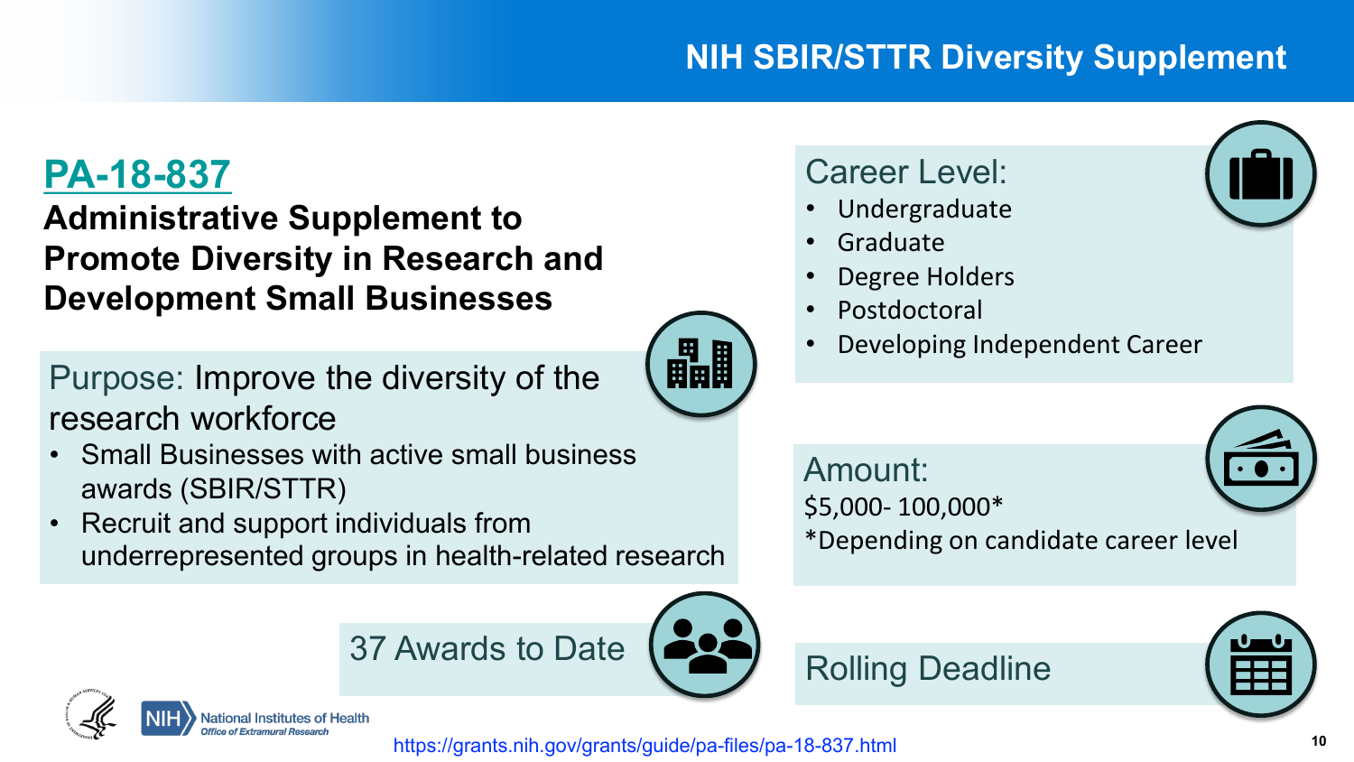# NIH SBIR/STTR Diversity Supplement

## PA-18-837

**Administrative Supplement to Promote Diversity in Research and Development Small Businesses**

Purpose: Improve the diversity of the research workforce

- Small Businesses with active small business awards (SBIR/STTR)
- Recruit and support individuals from underrepresented groups in health-related research

37 Awards to Date

Career Level:

- Undergraduate
- Graduate
- Degree Holders
- Postdoctoral
- Developing Independent Career

Amount:

$5,000- 100,000*

*Depending on candidate career level

Rolling Deadline

https://grants.nih.gov/grants/guide/pa-files/pa-18-837.html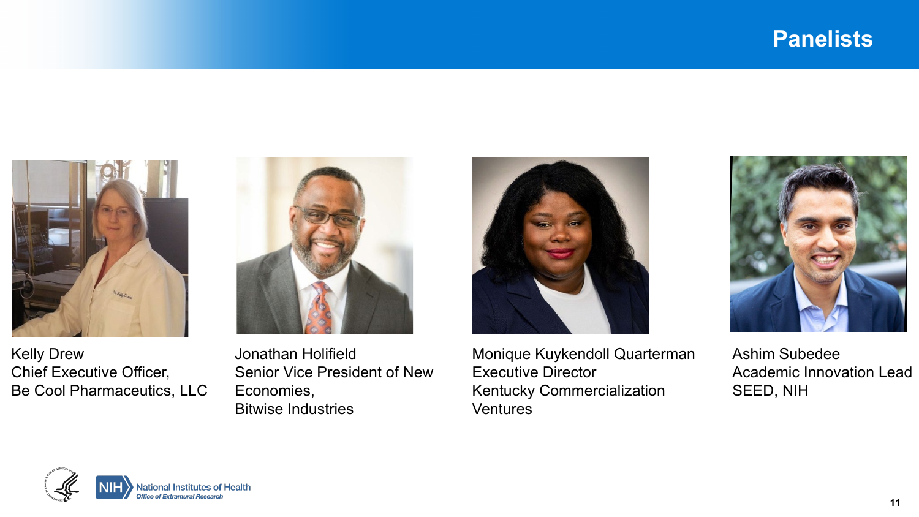# Panelists

Kelly Drew
Chief Executive Officer,
Be Cool Pharmaceutics, LLC

Jonathan Holifield
Senior Vice President of New Economies,
Bitwise Industries

Monique Kuykendoll Quarterman
Executive Director
Kentucky Commercialization Ventures

Ashim Subedee
Academic Innovation Lead
SEED, NIH